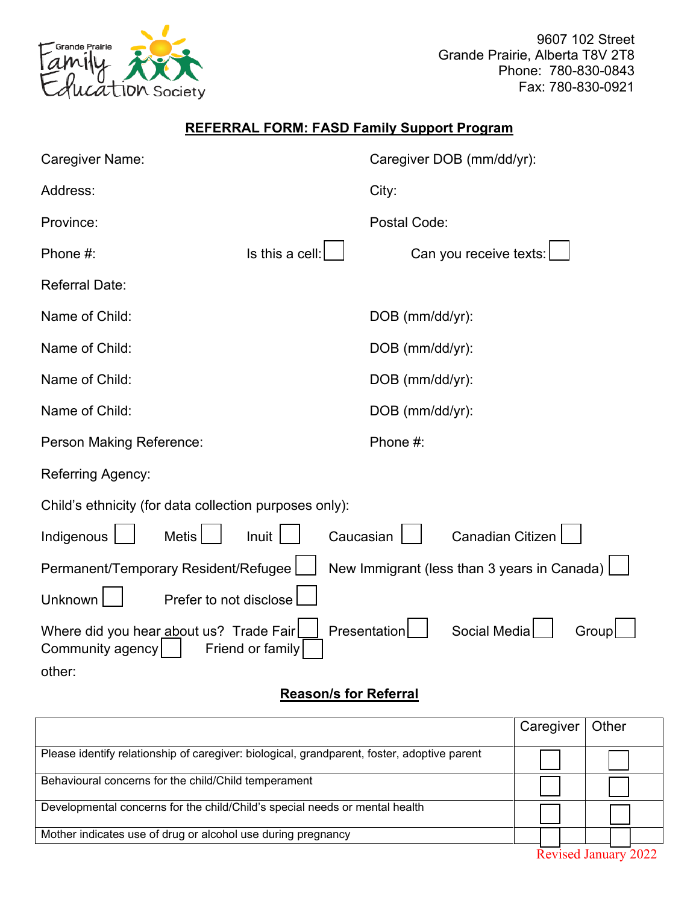Grande Prairie Family Education Society

9607 102 Street
Grande Prairie, Alberta T8V 2T8
Phone: 780-830-0843
Fax: 780-830-0921

## REFERRAL FORM: FASD Family Support Program

Caregiver Name: Caregiver DOB (mm/dd/yr):

Address: City:

Province: Postal Code:

Phone #: Is this a cell: ☐ Can you receive texts: ☐

Referral Date:

Name of Child: DOB (mm/dd/yr):

Name of Child: DOB (mm/dd/yr):

Name of Child: DOB (mm/dd/yr):

Name of Child: DOB (mm/dd/yr):

Person Making Reference: Phone #:

Referring Agency:

Child's ethnicity (for data collection purposes only):

Indigenous ☐ Metis ☐ Inuit ☐ Caucasian ☐ Canadian Citizen ☐

Permanent/Temporary Resident/Refugee ☐ New Immigrant (less than 3 years in Canada) ☐

Unknown ☐ Prefer to not disclose ☐

Where did you hear about us? Trade Fair ☐ Presentation ☐ Social Media ☐ Group ☐ Community agency ☐ Friend or family ☐

other:

## Reason/s for Referral

| | Caregiver | Other |
|---|---|---|
| Please identify relationship of caregiver: biological, grandparent, foster, adoptive parent | ☐ | ☐ |
| Behavioural concerns for the child/Child temperament | ☐ | ☐ |
| Developmental concerns for the child/Child's special needs or mental health | ☐ | ☐ |
| Mother indicates use of drug or alcohol use during pregnancy | ☐ | ☐ |

Revised January 2022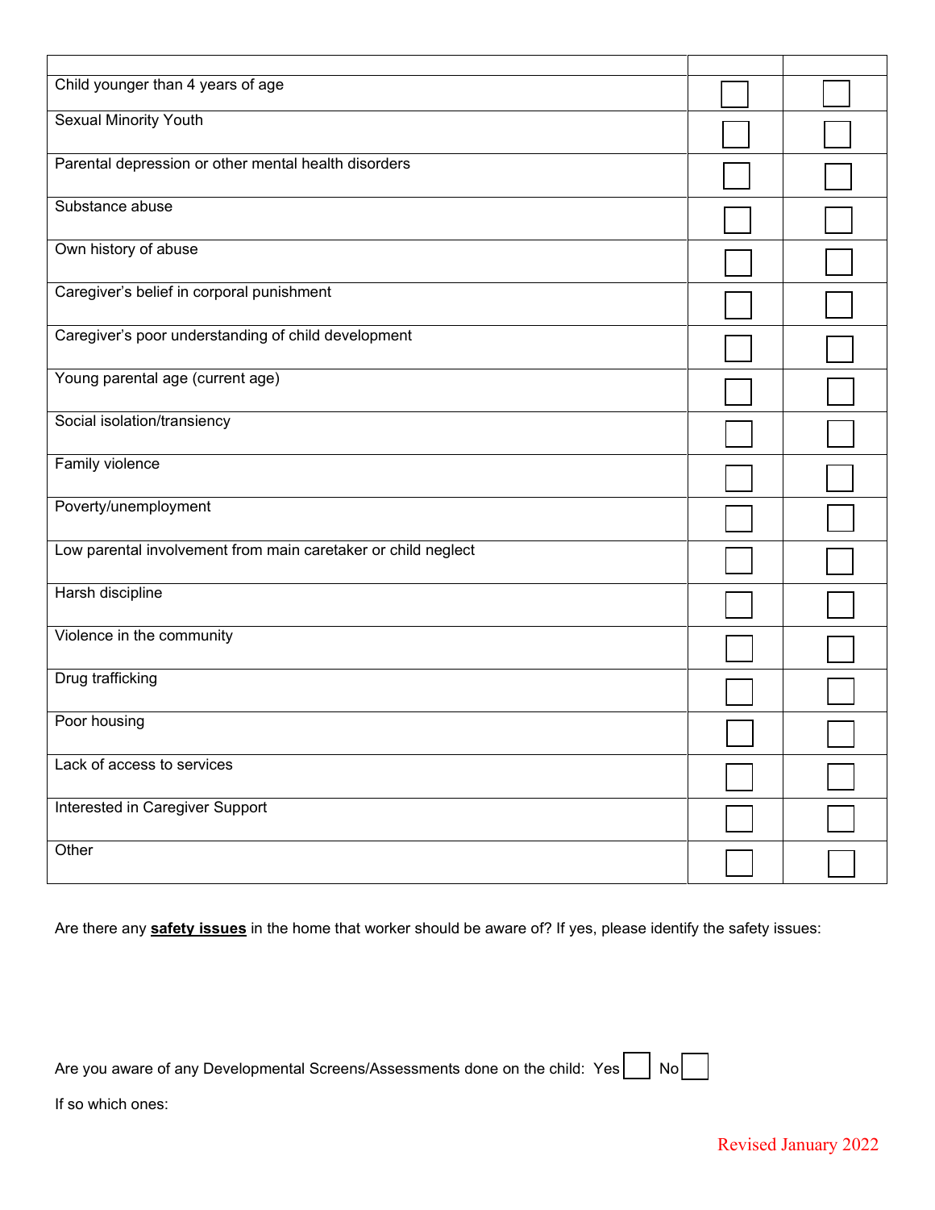| | | |
|---|---|---|
| Child younger than 4 years of age | ☐ | ☐ |
| Sexual Minority Youth | ☐ | ☐ |
| Parental depression or other mental health disorders | ☐ | ☐ |
| Substance abuse | ☐ | ☐ |
| Own history of abuse | ☐ | ☐ |
| Caregiver's belief in corporal punishment | ☐ | ☐ |
| Caregiver's poor understanding of child development | ☐ | ☐ |
| Young parental age (current age) | ☐ | ☐ |
| Social isolation/transiency | ☐ | ☐ |
| Family violence | ☐ | ☐ |
| Poverty/unemployment | ☐ | ☐ |
| Low parental involvement from main caretaker or child neglect | ☐ | ☐ |
| Harsh discipline | ☐ | ☐ |
| Violence in the community | ☐ | ☐ |
| Drug trafficking | ☐ | ☐ |
| Poor housing | ☐ | ☐ |
| Lack of access to services | ☐ | ☐ |
| Interested in Caregiver Support | ☐ | ☐ |
| Other | ☐ | ☐ |

Are there any **safety issues** in the home that worker should be aware of? If yes, please identify the safety issues:

Are you aware of any Developmental Screens/Assessments done on the child: Yes ☐ No ☐

If so which ones:

Revised January 2022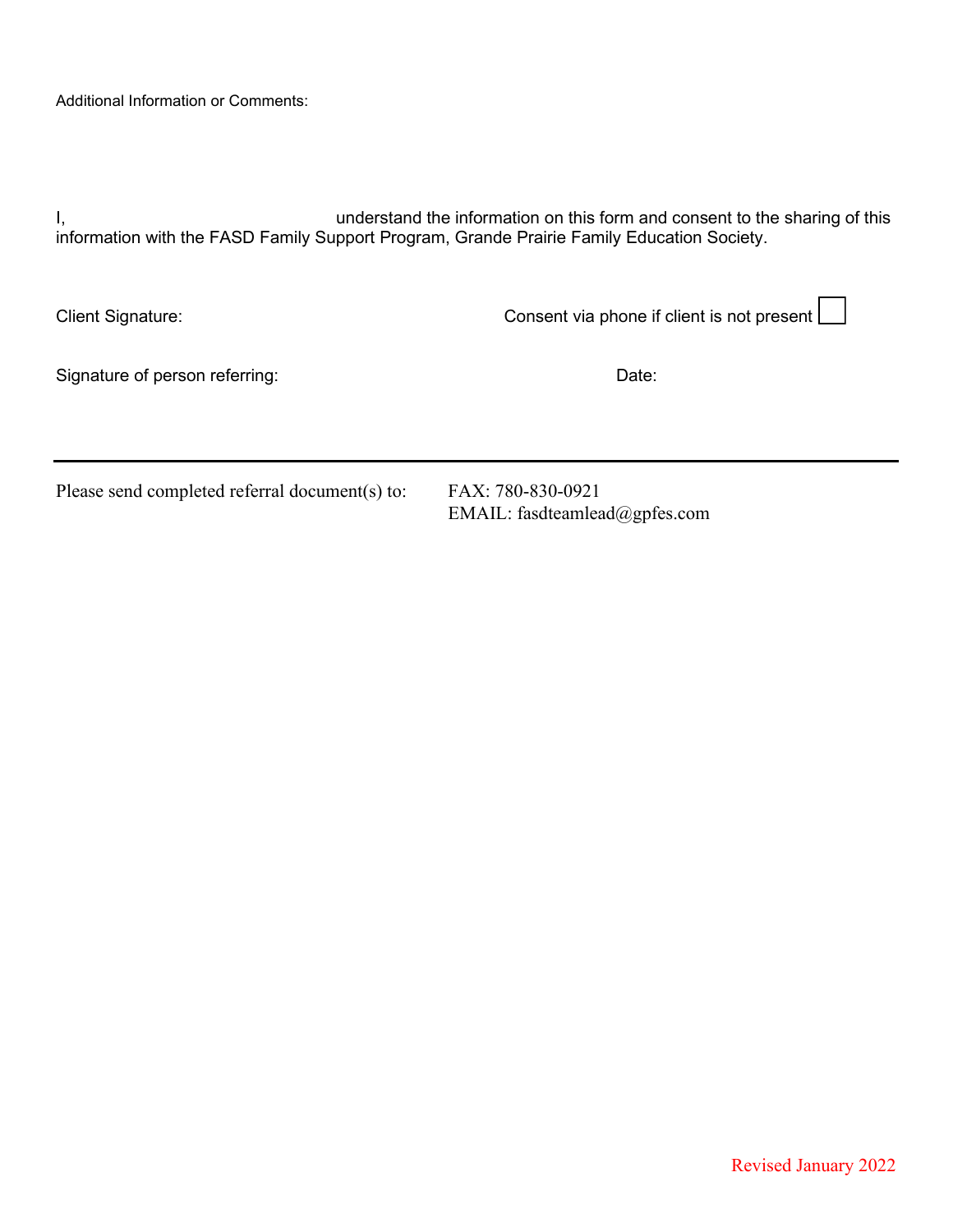Additional Information or Comments:

I, understand the information on this form and consent to the sharing of this information with the FASD Family Support Program, Grande Prairie Family Education Society.

Client Signature: Consent via phone if client is not present ☐

Signature of person referring: Date:

---

Please send completed referral document(s) to: FAX: 780-830-0921
EMAIL: fasdteamlead@gpfes.com

Revised January 2022